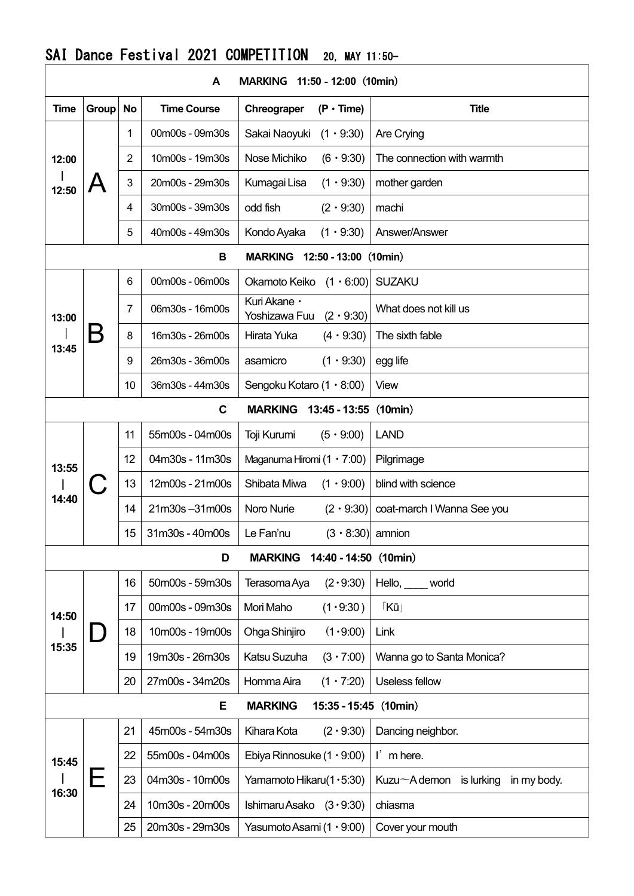# SAI Dance Festival 2021 COMPETITION 20, MAY 11:50-

| Time | Group | No | Time Course | Chreograper (P・Time) | Title |
|---|---|---|---|---|---|
| **A MARKING 11:50 - 12:00（10min）** | | | | | |
| 12:00 ｜ 12:50 | A | 1 | 00m00s - 09m30s | Sakai Naoyuki (1・9:30) | Are Crying |
| | | 2 | 10m00s - 19m30s | Nose Michiko (6・9:30) | The connection with warmth |
| | | 3 | 20m00s - 29m30s | Kumagai Lisa (1・9:30) | mother garden |
| | | 4 | 30m00s - 39m30s | odd fish (2・9:30) | machi |
| | | 5 | 40m00s - 49m30s | Kondo Ayaka (1・9:30) | Answer/Answer |
| **B MARKING 12:50 - 13:00（10min）** | | | | | |
| 13:00 ｜ 13:45 | B | 6 | 00m00s - 06m00s | Okamoto Keiko (1・6:00) | SUZAKU |
| | | 7 | 06m30s - 16m00s | Kuri Akane・Yoshizawa Fuu (2・9:30) | What does not kill us |
| | | 8 | 16m30s - 26m00s | Hirata Yuka (4・9:30) | The sixth fable |
| | | 9 | 26m30s - 36m00s | asamicro (1・9:30) | egg life |
| | | 10 | 36m30s - 44m30s | Sengoku Kotaro (1・8:00) | View |
| **C MARKING 13:45 - 13:55（10min）** | | | | | |
| 13:55 ｜ 14:40 | C | 11 | 55m00s - 04m00s | Toji Kurumi (5・9:00) | LAND |
| | | 12 | 04m30s - 11m30s | Maganuma Hiromi (1・7:00) | Pilgrimage |
| | | 13 | 12m00s - 21m00s | Shibata Miwa (1・9:00) | blind with science |
| | | 14 | 21m30s –31m00s | Noro Nurie (2・9:30) | coat-march I Wanna See you |
| | | 15 | 31m30s - 40m00s | Le Fan'nu (3・8:30) | amnion |
| **D MARKING 14:40 - 14:50（10min）** | | | | | |
| 14:50 ｜ 15:35 | D | 16 | 50m00s - 59m30s | Terasoma Aya (2・9:30) | Hello, ____ world |
| | | 17 | 00m00s - 09m30s | Mori Maho (1・9:30) | 「Kū」 |
| | | 18 | 10m00s - 19m00s | Ohga Shinjiro (1・9:00) | Link |
| | | 19 | 19m30s - 26m30s | Katsu Suzuha (3・7:00) | Wanna go to Santa Monica? |
| | | 20 | 27m00s - 34m20s | Homma Aira (1・7:20) | Useless fellow |
| **E MARKING 15:35 - 15:45（10min）** | | | | | |
| 15:45 ｜ 16:30 | E | 21 | 45m00s - 54m30s | Kihara Kota (2・9:30) | Dancing neighbor. |
| | | 22 | 55m00s - 04m00s | Ebiya Rinnosuke (1・9:00) | I' m here. |
| | | 23 | 04m30s - 10m00s | Yamamoto Hikaru(1・5:30) | Kuzu～A demon is lurking in my body. |
| | | 24 | 10m30s - 20m00s | Ishimaru Asako (3・9:30) | chiasma |
| | | 25 | 20m30s - 29m30s | Yasumoto Asami (1・9:00) | Cover your mouth |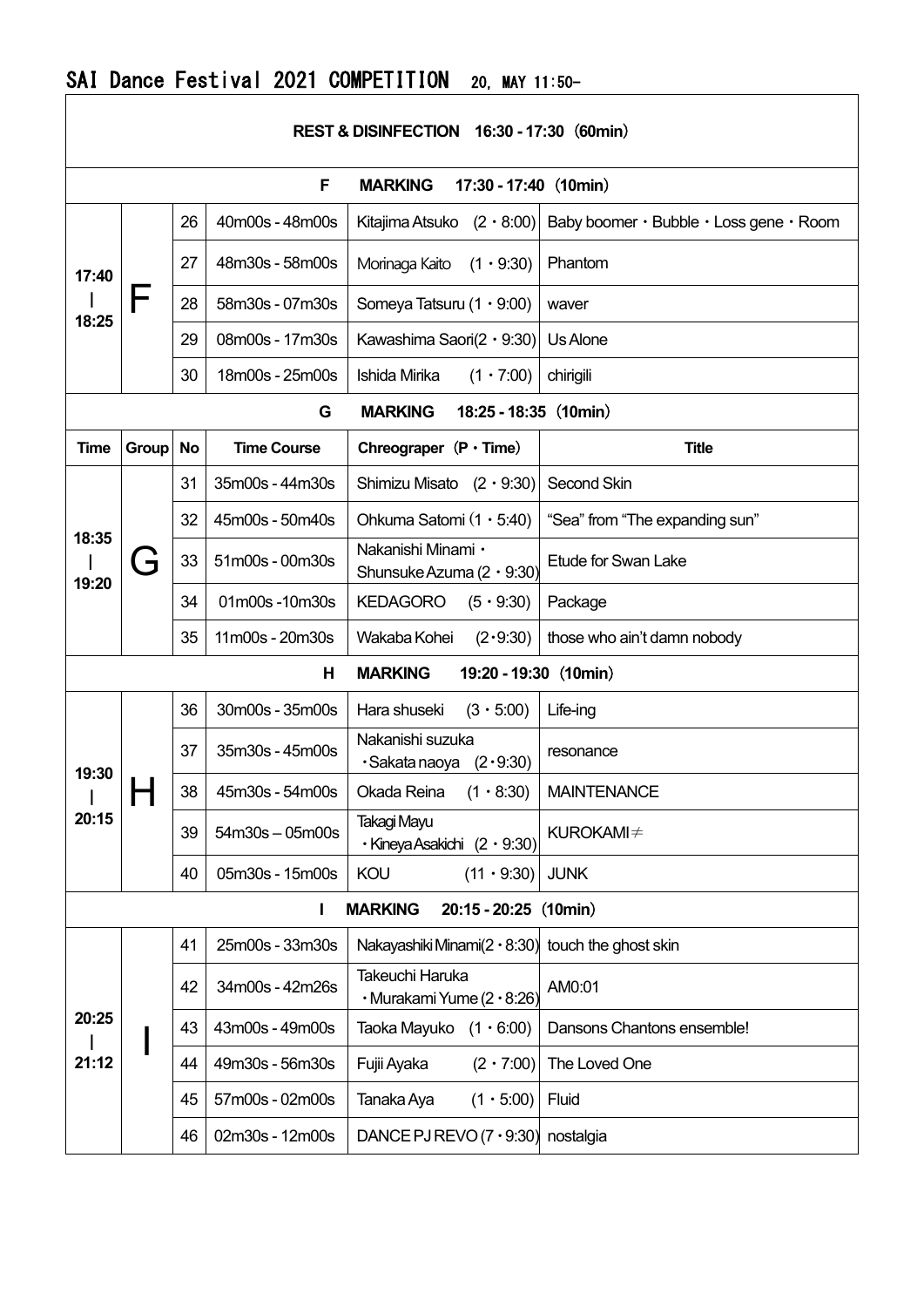# SAI Dance Festival 2021 COMPETITION 20, MAY 11:50-

| | | | | | |
|---|---|---|---|---|---|
| **REST & DISINFECTION 16:30 - 17:30（60min）** | | | | | |
| **F MARKING 17:30 - 17:40（10min）** | | | | | |
| 17:40 \| 18:25 | F | 26 | 40m00s - 48m00s | Kitajima Atsuko (2・8:00) | Baby boomer・Bubble・Loss gene・Room |
| | | 27 | 48m30s - 58m00s | Morinaga Kaito (1・9:30) | Phantom |
| | | 28 | 58m30s - 07m30s | Someya Tatsuru (1・9:00) | waver |
| | | 29 | 08m00s - 17m30s | Kawashima Saori(2・9:30) | Us Alone |
| | | 30 | 18m00s - 25m00s | Ishida Mirika (1・7:00) | chirigili |
| **G MARKING 18:25 - 18:35（10min）** | | | | | |
| **Time** | **Group** | **No** | **Time Course** | **Chreograper（P・Time）** | **Title** |
| 18:35 \| 19:20 | G | 31 | 35m00s - 44m30s | Shimizu Misato (2・9:30) | Second Skin |
| | | 32 | 45m00s - 50m40s | Ohkuma Satomi (1・5:40) | "Sea" from "The expanding sun" |
| | | 33 | 51m00s - 00m30s | Nakanishi Minami・Shunsuke Azuma (2・9:30) | Etude for Swan Lake |
| | | 34 | 01m00s -10m30s | KEDAGORO (5・9:30) | Package |
| | | 35 | 11m00s - 20m30s | Wakaba Kohei (2・9:30) | those who ain't damn nobody |
| **H MARKING 19:20 - 19:30（10min）** | | | | | |
| 19:30 \| 20:15 | H | 36 | 30m00s - 35m00s | Hara shuseki (3・5:00) | Life-ing |
| | | 37 | 35m30s - 45m00s | Nakanishi suzuka・Sakata naoya (2・9:30) | resonance |
| | | 38 | 45m30s - 54m00s | Okada Reina (1・8:30) | MAINTENANCE |
| | | 39 | 54m30s – 05m00s | Takagi Mayu・Kineya Asakichi (2・9:30) | KUROKAMI≠ |
| | | 40 | 05m30s - 15m00s | KOU (11・9:30) | JUNK |
| **I MARKING 20:15 - 20:25（10min）** | | | | | |
| 20:25 \| 21:12 | I | 41 | 25m00s - 33m30s | Nakayashiki Minami(2・8:30) | touch the ghost skin |
| | | 42 | 34m00s - 42m26s | Takeuchi Haruka・Murakami Yume (2・8:26) | AM0:01 |
| | | 43 | 43m00s - 49m00s | Taoka Mayuko (1・6:00) | Dansons Chantons ensemble! |
| | | 44 | 49m30s - 56m30s | Fujii Ayaka (2・7:00) | The Loved One |
| | | 45 | 57m00s - 02m00s | Tanaka Aya (1・5:00) | Fluid |
| | | 46 | 02m30s - 12m00s | DANCE PJ REVO (7・9:30) | nostalgia |